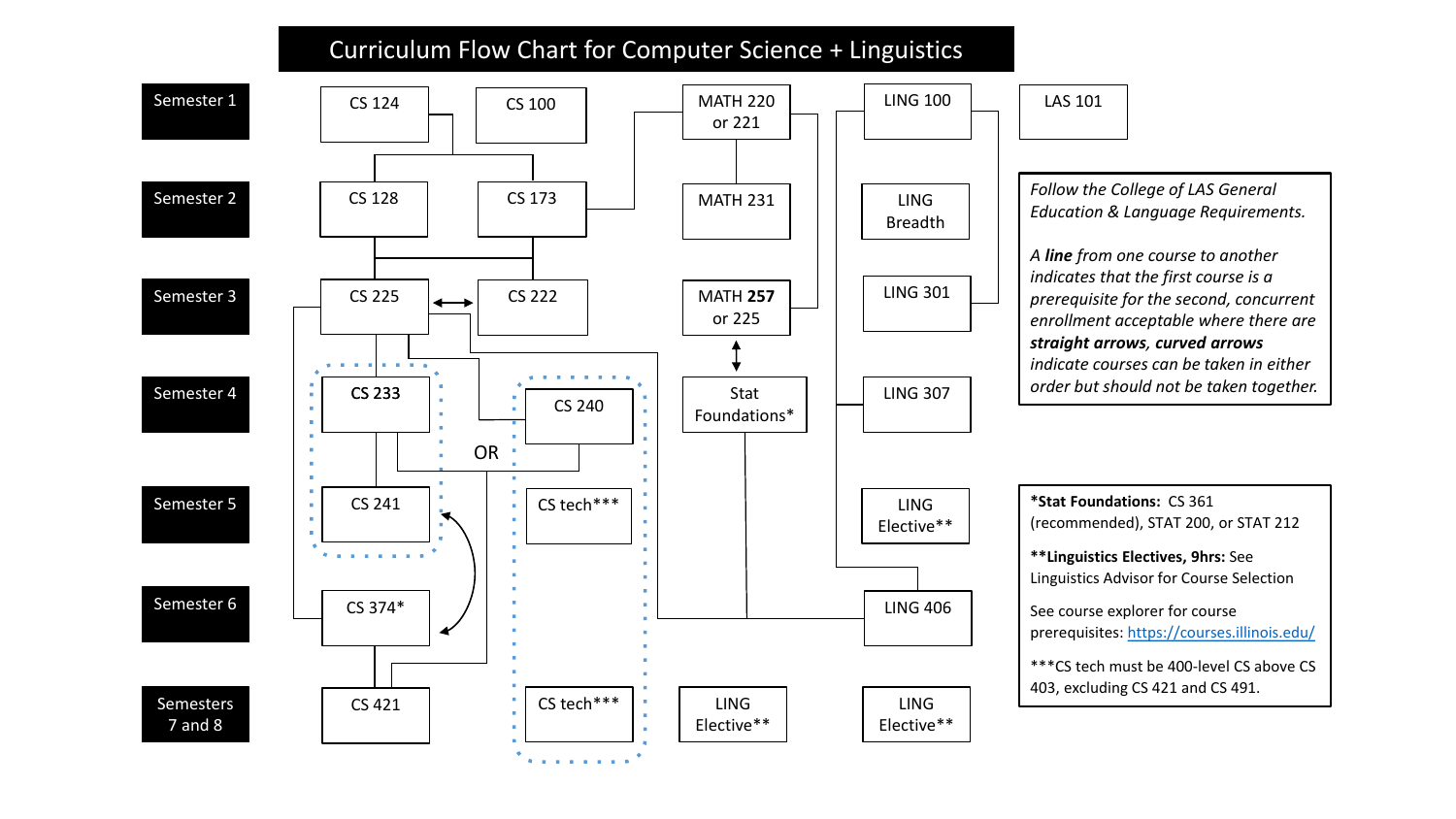# Curriculum Flow Chart for Computer Science + Linguistics

| Semester | | | | | |
|---|---|---|---|---|---|
| Semester 1 | CS 124 | CS 100 | MATH 220 or 221 | LING 100 | LAS 101 |
| Semester 2 | CS 128 | CS 173 | MATH 231 | LING Breadth | |
| Semester 3 | CS 225 | CS 222 | MATH **257** or 225 | LING 301 | |
| Semester 4 | **CS 233** | CS 240 | Stat Foundations* | LING 307 | |
| Semester 5 | CS 241 | CS tech*** | | LING Elective** | |
| Semester 6 | CS 374* | | | LING 406 | |
| Semesters 7 and 8 | CS 421 | CS tech*** | LING Elective** | LING Elective** | |

OR

*Follow the College of LAS General Education & Language Requirements.*

*A **line** from one course to another indicates that the first course is a prerequisite for the second, concurrent enrollment acceptable where there are **straight arrows**, **curved arrows** indicate courses can be taken in either order but should not be taken together.*

***Stat Foundations:** CS 361 (recommended), STAT 200, or STAT 212

****Linguistics Electives, 9hrs:** See Linguistics Advisor for Course Selection

See course explorer for course prerequisites: [https://courses.illinois.edu/](https://courses.illinois.edu/)

***CS tech must be 400-level CS above CS 403, excluding CS 421 and CS 491.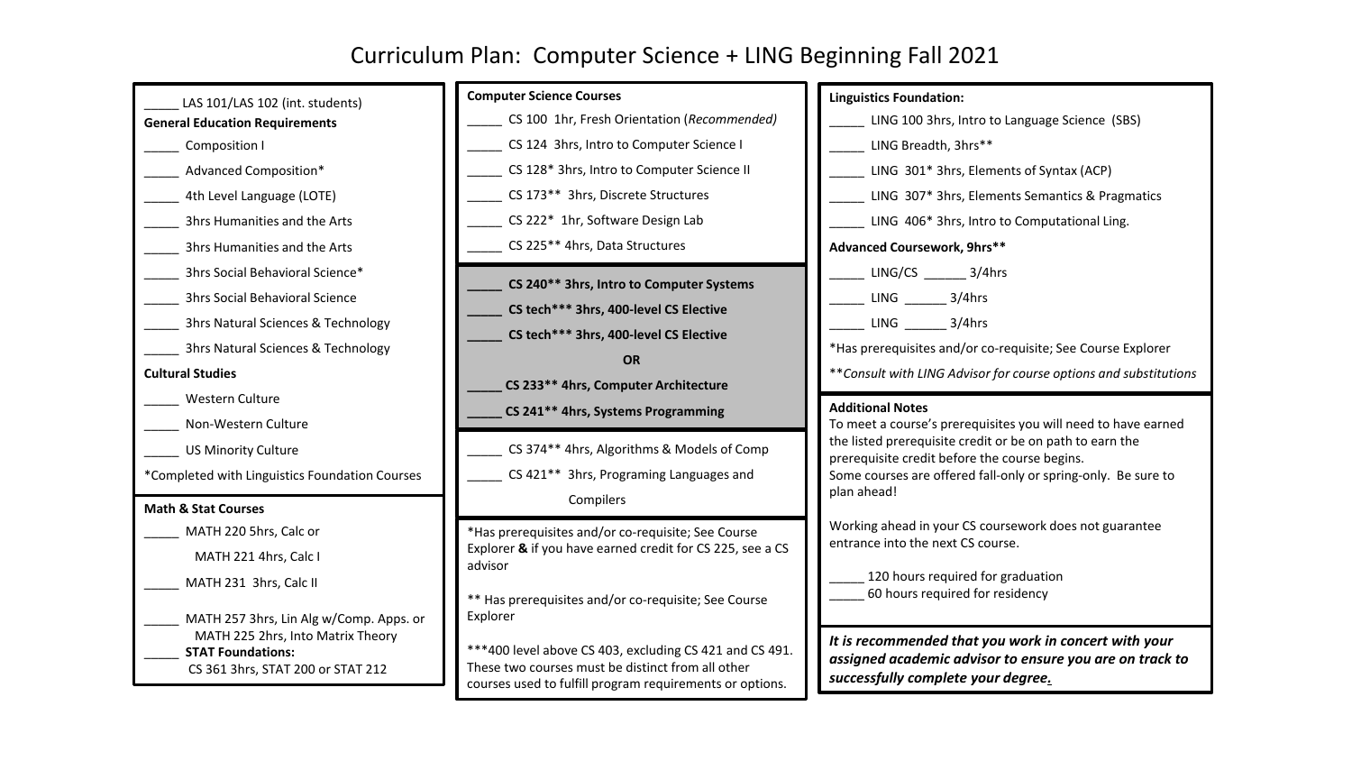# Curriculum Plan: Computer Science + LING Beginning Fall 2021

_____ LAS 101/LAS 102 (int. students)

**General Education Requirements**

_____ Composition I

_____ Advanced Composition*

_____ 4th Level Language (LOTE)

_____ 3hrs Humanities and the Arts

_____ 3hrs Humanities and the Arts

_____ 3hrs Social Behavioral Science*

_____ 3hrs Social Behavioral Science

_____ 3hrs Natural Sciences & Technology

_____ 3hrs Natural Sciences & Technology

**Cultural Studies**

_____ Western Culture

_____ Non-Western Culture

_____ US Minority Culture

*Completed with Linguistics Foundation Courses

**Math & Stat Courses**

_____ MATH 220 5hrs, Calc or

MATH 221 4hrs, Calc I

_____ MATH 231 3hrs, Calc II

_____ MATH 257 3hrs, Lin Alg w/Comp. Apps. or

MATH 225 2hrs, Into Matrix Theory

_____ **STAT Foundations:**

CS 361 3hrs, STAT 200 or STAT 212

**Computer Science Courses**

_____ CS 100 1hr, Fresh Orientation (*Recommended)*

_____ CS 124 3hrs, Intro to Computer Science I

_____ CS 128* 3hrs, Intro to Computer Science II

_____ CS 173** 3hrs, Discrete Structures

_____ CS 222* 1hr, Software Design Lab

_____ CS 225** 4hrs, Data Structures

**_____ CS 240** 3hrs, Intro to Computer Systems**

**_____ CS tech*** 3hrs, 400-level CS Elective**

**_____ CS tech*** 3hrs, 400-level CS Elective**

**OR**

**_____ CS 233** 4hrs, Computer Architecture**

**_____ CS 241** 4hrs, Systems Programming**

_____ CS 374** 4hrs, Algorithms & Models of Comp

_____ CS 421** 3hrs, Programing Languages and Compilers

*Has prerequisites and/or co-requisite; See Course Explorer **&** if you have earned credit for CS 225, see a CS advisor

** Has prerequisites and/or co-requisite; See Course Explorer

***400 level above CS 403, excluding CS 421 and CS 491. These two courses must be distinct from all other courses used to fulfill program requirements or options.

**Linguistics Foundation:**

_____ LING 100 3hrs, Intro to Language Science (SBS)

_____ LING Breadth, 3hrs**

_____ LING 301* 3hrs, Elements of Syntax (ACP)

_____ LING 307* 3hrs, Elements Semantics & Pragmatics

_____ LING 406* 3hrs, Intro to Computational Ling.

**Advanced Coursework, 9hrs****

_____ LING/CS ______ 3/4hrs

_____ LING ______ 3/4hrs

_____ LING ______ 3/4hrs

*Has prerequisites and/or co-requisite; See Course Explorer

***Consult with LING Advisor for course options and substitutions*

**Additional Notes**

To meet a course's prerequisites you will need to have earned the listed prerequisite credit or be on path to earn the prerequisite credit before the course begins.

Some courses are offered fall-only or spring-only. Be sure to plan ahead!

Working ahead in your CS coursework does not guarantee entrance into the next CS course.

_____ 120 hours required for graduation

_____ 60 hours required for residency

***It is recommended that you work in concert with your assigned academic advisor to ensure you are on track to successfully complete your degree.***